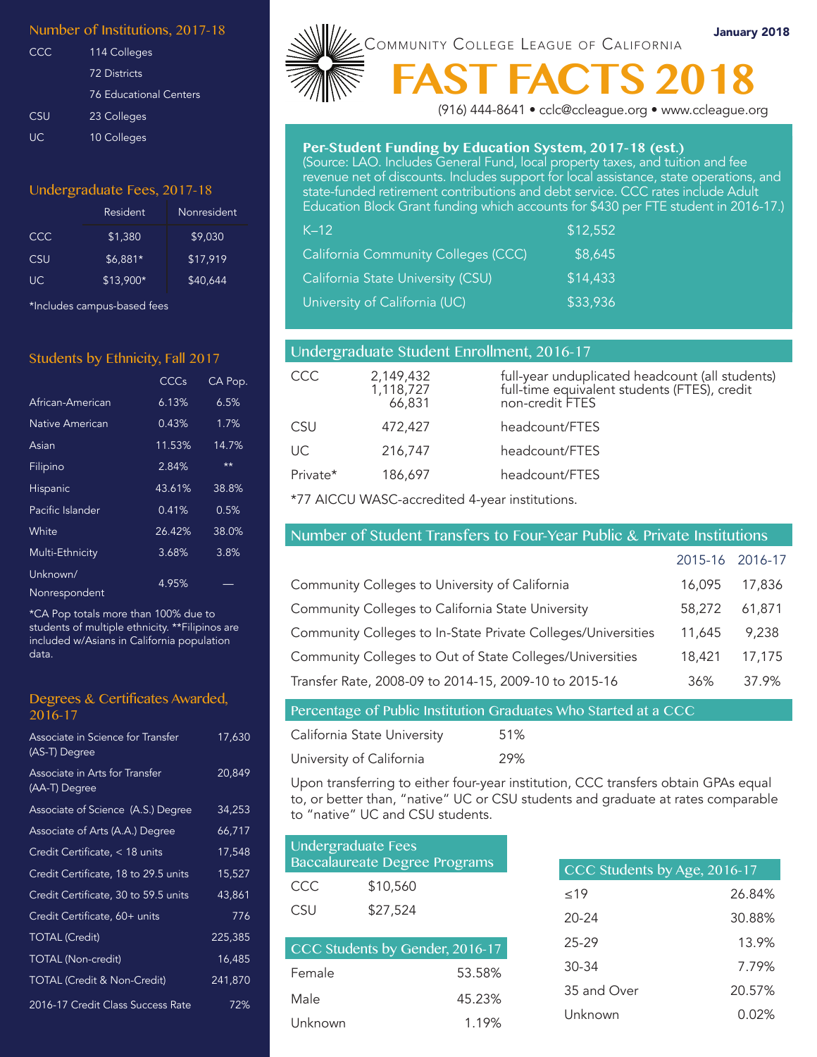January 2018

Community College League of California

# FAST FACTS 2018

(916) 444-8641 • cclc@ccleague.org • www.ccleague.org

## Number of Institutions, 2017-18

| | |
|---|---|
| CCC | 114 Colleges |
| | 72 Districts |
| | 76 Educational Centers |
| CSU | 23 Colleges |
| UC | 10 Colleges |

## Undergraduate Fees, 2017-18

| | Resident | Nonresident |
|---|---|---|
| CCC | $1,380 | $9,030 |
| CSU | $6,881* | $17,919 |
| UC | $13,900* | $40,644 |

*Includes campus-based fees

## Students by Ethnicity, Fall 2017

| | CCCs | CA Pop. |
|---|---|---|
| African-American | 6.13% | 6.5% |
| Native American | 0.43% | 1.7% |
| Asian | 11.53% | 14.7% |
| Filipino | 2.84% | ** |
| Hispanic | 43.61% | 38.8% |
| Pacific Islander | 0.41% | 0.5% |
| White | 26.42% | 38.0% |
| Multi-Ethnicity | 3.68% | 3.8% |
| Unknown/ Nonrespondent | 4.95% | — |

*CA Pop totals more than 100% due to students of multiple ethnicity. **Filipinos are included w/Asians in California population data.

## Degrees & Certificates Awarded, 2016-17

| | |
|---|---|
| Associate in Science for Transfer (AS-T) Degree | 17,630 |
| Associate in Arts for Transfer (AA-T) Degree | 20,849 |
| Associate of Science (A.S.) Degree | 34,253 |
| Associate of Arts (A.A.) Degree | 66,717 |
| Credit Certificate, < 18 units | 17,548 |
| Credit Certificate, 18 to 29.5 units | 15,527 |
| Credit Certificate, 30 to 59.5 units | 43,861 |
| Credit Certificate, 60+ units | 776 |
| TOTAL (Credit) | 225,385 |
| TOTAL (Non-credit) | 16,485 |
| TOTAL (Credit & Non-Credit) | 241,870 |
| 2016-17 Credit Class Success Rate | 72% |

## Per-Student Funding by Education System, 2017-18 (est.)

(Source: LAO. Includes General Fund, local property taxes, and tuition and fee revenue net of discounts. Includes support for local assistance, state operations, and state-funded retirement contributions and debt service. CCC rates include Adult Education Block Grant funding which accounts for $430 per FTE student in 2016-17.)

| | |
|---|---|
| K–12 | $12,552 |
| California Community Colleges (CCC) | $8,645 |
| California State University (CSU) | $14,433 |
| University of California (UC) | $33,936 |

## Undergraduate Student Enrollment, 2016-17

| | | |
|---|---|---|
| CCC | 2,149,432 | full-year unduplicated headcount (all students) |
| | 1,118,727 | full-time equivalent students (FTES), credit |
| | 66,831 | non-credit FTES |
| CSU | 472,427 | headcount/FTES |
| UC | 216,747 | headcount/FTES |
| Private* | 186,697 | headcount/FTES |

*77 AICCU WASC-accredited 4-year institutions.

## Number of Student Transfers to Four-Year Public & Private Institutions

| | 2015-16 | 2016-17 |
|---|---|---|
| Community Colleges to University of California | 16,095 | 17,836 |
| Community Colleges to California State University | 58,272 | 61,871 |
| Community Colleges to In-State Private Colleges/Universities | 11,645 | 9,238 |
| Community Colleges to Out of State Colleges/Universities | 18,421 | 17,175 |
| Transfer Rate, 2008-09 to 2014-15, 2009-10 to 2015-16 | 36% | 37.9% |

## Percentage of Public Institution Graduates Who Started at a CCC

| | |
|---|---|
| California State University | 51% |
| University of California | 29% |

Upon transferring to either four-year institution, CCC transfers obtain GPAs equal to, or better than, "native" UC or CSU students and graduate at rates comparable to "native" UC and CSU students.

## Undergraduate Fees Baccalaureate Degree Programs

| | |
|---|---|
| CCC | $10,560 |
| CSU | $27,524 |

## CCC Students by Gender, 2016-17

| | |
|---|---|
| Female | 53.58% |
| Male | 45.23% |
| Unknown | 1.19% |

## CCC Students by Age, 2016-17

| | |
|---|---|
| ≤19 | 26.84% |
| 20-24 | 30.88% |
| 25-29 | 13.9% |
| 30-34 | 7.79% |
| 35 and Over | 20.57% |
| Unknown | 0.02% |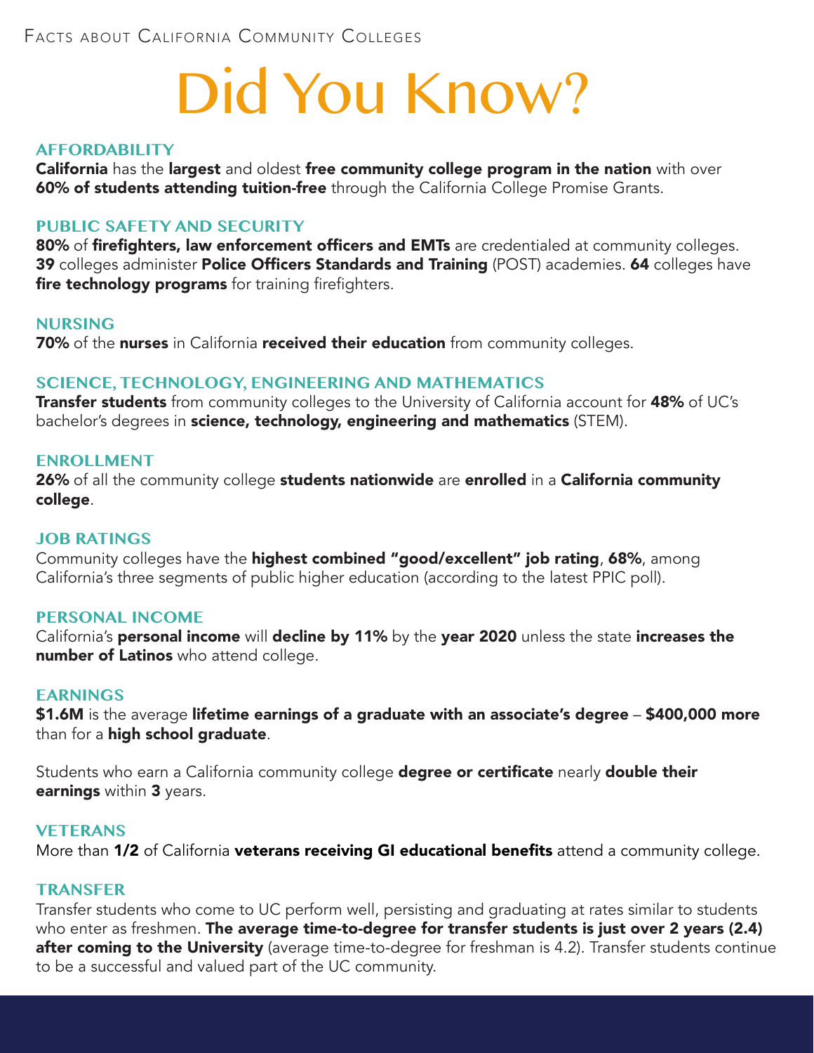Facts about California Community Colleges

# Did You Know?

## AFFORDABILITY

**California** has the **largest** and oldest **free community college program in the nation** with over **60% of students attending tuition-free** through the California College Promise Grants.

## PUBLIC SAFETY AND SECURITY

**80%** of **firefighters, law enforcement officers and EMTs** are credentialed at community colleges. **39** colleges administer **Police Officers Standards and Training** (POST) academies. **64** colleges have **fire technology programs** for training firefighters.

## NURSING

**70%** of the **nurses** in California **received their education** from community colleges.

## SCIENCE, TECHNOLOGY, ENGINEERING AND MATHEMATICS

**Transfer students** from community colleges to the University of California account for **48%** of UC's bachelor's degrees in **science, technology, engineering and mathematics** (STEM).

## ENROLLMENT

**26%** of all the community college **students nationwide** are **enrolled** in a **California community college**.

## JOB RATINGS

Community colleges have the **highest combined "good/excellent" job rating**, **68%**, among California's three segments of public higher education (according to the latest PPIC poll).

## PERSONAL INCOME

California's **personal income** will **decline by 11%** by the **year 2020** unless the state **increases the number of Latinos** who attend college.

## EARNINGS

**$1.6M** is the average **lifetime earnings of a graduate with an associate's degree** – **$400,000 more** than for a **high school graduate**.

Students who earn a California community college **degree or certificate** nearly **double their earnings** within **3** years.

## VETERANS

More than **1/2** of California **veterans receiving GI educational benefits** attend a community college.

## TRANSFER

Transfer students who come to UC perform well, persisting and graduating at rates similar to students who enter as freshmen. **The average time-to-degree for transfer students is just over 2 years (2.4) after coming to the University** (average time-to-degree for freshman is 4.2). Transfer students continue to be a successful and valued part of the UC community.